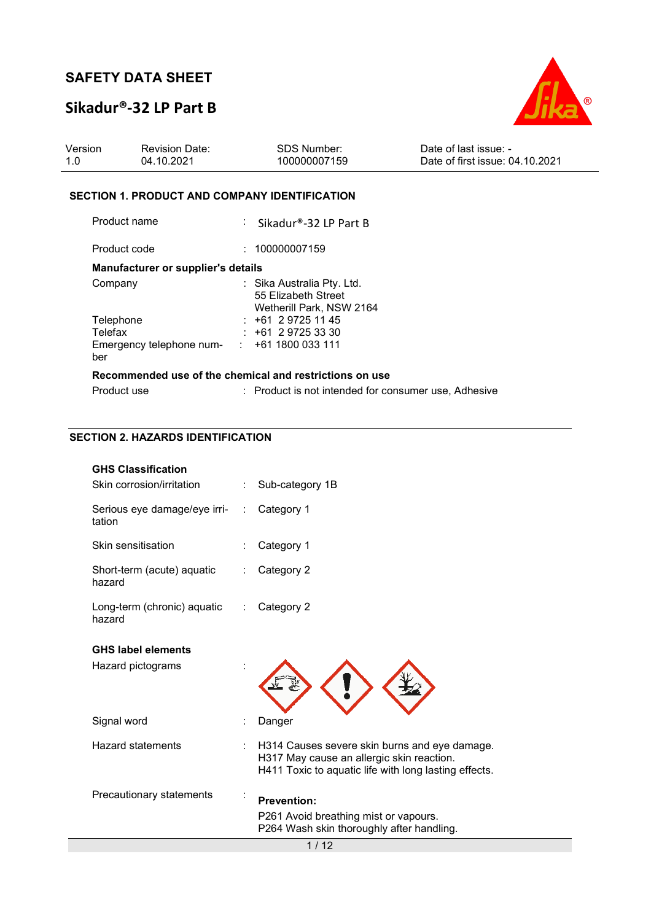# SAFETY DATA SHEET

## Sikadur®-32 LP Part B

| Version | Revision Date: | SDS Number: | Date of last issue: - |
|---|---|---|---|
| 1.0 | 04.10.2021 | 100000007159 | Date of first issue: 04.10.2021 |

### SECTION 1. PRODUCT AND COMPANY IDENTIFICATION

Product name : Sikadur®-32 LP Part B

Product code : 100000007159

**Manufacturer or supplier's details**

Company : Sika Australia Pty. Ltd.
55 Elizabeth Street
Wetherill Park, NSW 2164

Telephone : +61 2 9725 11 45

Telefax : +61 2 9725 33 30

Emergency telephone number : +61 1800 033 111

**Recommended use of the chemical and restrictions on use**

Product use : Product is not intended for consumer use, Adhesive

### SECTION 2. HAZARDS IDENTIFICATION

**GHS Classification**

Skin corrosion/irritation : Sub-category 1B

Serious eye damage/eye irritation : Category 1

Skin sensitisation : Category 1

Short-term (acute) aquatic hazard : Category 2

Long-term (chronic) aquatic hazard : Category 2

**GHS label elements**

Hazard pictograms :

Signal word : Danger

Hazard statements : H314 Causes severe skin burns and eye damage.
H317 May cause an allergic skin reaction.
H411 Toxic to aquatic life with long lasting effects.

Precautionary statements :

**Prevention:**

P261 Avoid breathing mist or vapours.
P264 Wash skin thoroughly after handling.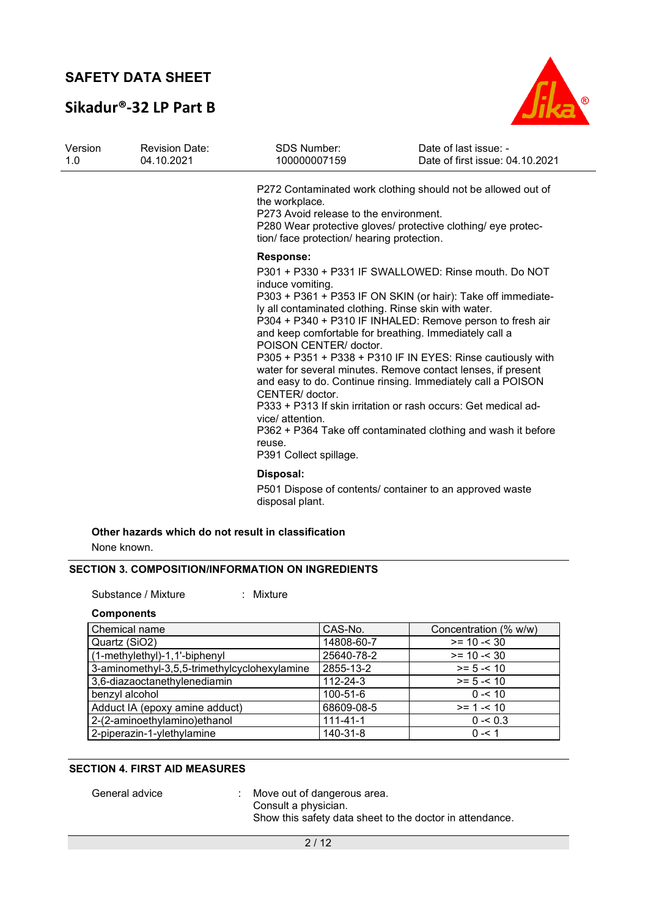P272 Contaminated work clothing should not be allowed out of the workplace.
P273 Avoid release to the environment.
P280 Wear protective gloves/ protective clothing/ eye protection/ face protection/ hearing protection.

**Response:**

P301 + P330 + P331 IF SWALLOWED: Rinse mouth. Do NOT induce vomiting.
P303 + P361 + P353 IF ON SKIN (or hair): Take off immediately all contaminated clothing. Rinse skin with water.
P304 + P340 + P310 IF INHALED: Remove person to fresh air and keep comfortable for breathing. Immediately call a POISON CENTER/ doctor.
P305 + P351 + P338 + P310 IF IN EYES: Rinse cautiously with water for several minutes. Remove contact lenses, if present and easy to do. Continue rinsing. Immediately call a POISON CENTER/ doctor.
P333 + P313 If skin irritation or rash occurs: Get medical advice/ attention.
P362 + P364 Take off contaminated clothing and wash it before reuse.
P391 Collect spillage.

**Disposal:**

P501 Dispose of contents/ container to an approved waste disposal plant.

**Other hazards which do not result in classification**

None known.

## SECTION 3. COMPOSITION/INFORMATION ON INGREDIENTS

Substance / Mixture : Mixture

**Components**

| Chemical name | CAS-No. | Concentration (% w/w) |
|---|---|---|
| Quartz ($SiO_2$) | 14808-60-7 | >= 10 -< 30 |
| (1-methylethyl)-1,1'-biphenyl | 25640-78-2 | >= 10 -< 30 |
| 3-aminomethyl-3,5,5-trimethylcyclohexylamine | 2855-13-2 | >= 5 -< 10 |
| 3,6-diazaoctanethylenediamin | 112-24-3 | >= 5 -< 10 |
| benzyl alcohol | 100-51-6 | 0 -< 10 |
| Adduct IA (epoxy amine adduct) | 68609-08-5 | >= 1 -< 10 |
| 2-(2-aminoethylamino)ethanol | 111-41-1 | 0 -< 0.3 |
| 2-piperazin-1-ylethylamine | 140-31-8 | 0 -< 1 |

## SECTION 4. FIRST AID MEASURES

General advice : Move out of dangerous area.
Consult a physician.
Show this safety data sheet to the doctor in attendance.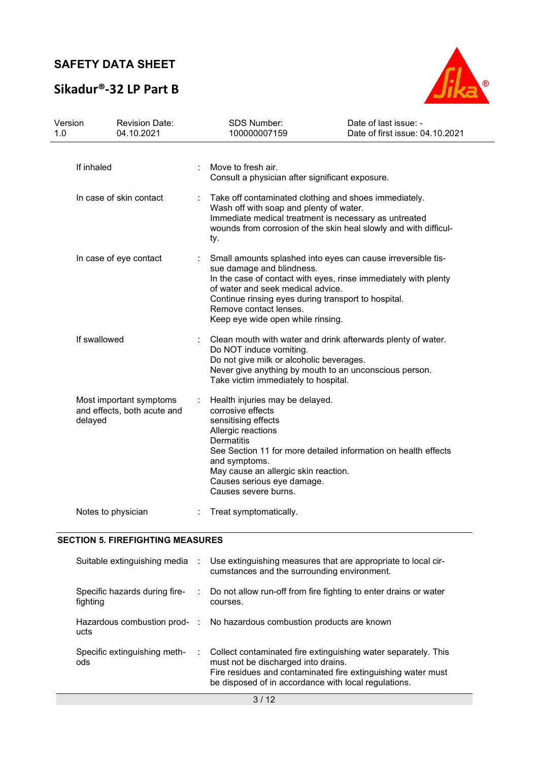| | | |
|---|---|---|
| If inhaled | : | Move to fresh air.<br>Consult a physician after significant exposure. |
| In case of skin contact | : | Take off contaminated clothing and shoes immediately.<br>Wash off with soap and plenty of water.<br>Immediate medical treatment is necessary as untreated wounds from corrosion of the skin heal slowly and with difficulty. |
| In case of eye contact | : | Small amounts splashed into eyes can cause irreversible tissue damage and blindness.<br>In the case of contact with eyes, rinse immediately with plenty of water and seek medical advice.<br>Continue rinsing eyes during transport to hospital.<br>Remove contact lenses.<br>Keep eye wide open while rinsing. |
| If swallowed | : | Clean mouth with water and drink afterwards plenty of water.<br>Do NOT induce vomiting.<br>Do not give milk or alcoholic beverages.<br>Never give anything by mouth to an unconscious person.<br>Take victim immediately to hospital. |
| Most important symptoms and effects, both acute and delayed | : | Health injuries may be delayed.<br>corrosive effects<br>sensitising effects<br>Allergic reactions<br>Dermatitis<br>See Section 11 for more detailed information on health effects and symptoms.<br>May cause an allergic skin reaction.<br>Causes serious eye damage.<br>Causes severe burns. |
| Notes to physician | : | Treat symptomatically. |

## SECTION 5. FIREFIGHTING MEASURES

| | | |
|---|---|---|
| Suitable extinguishing media | : | Use extinguishing measures that are appropriate to local circumstances and the surrounding environment. |
| Specific hazards during firefighting | : | Do not allow run-off from fire fighting to enter drains or water courses. |
| Hazardous combustion products | : | No hazardous combustion products are known |
| Specific extinguishing methods | : | Collect contaminated fire extinguishing water separately. This must not be discharged into drains.<br>Fire residues and contaminated fire extinguishing water must be disposed of in accordance with local regulations. |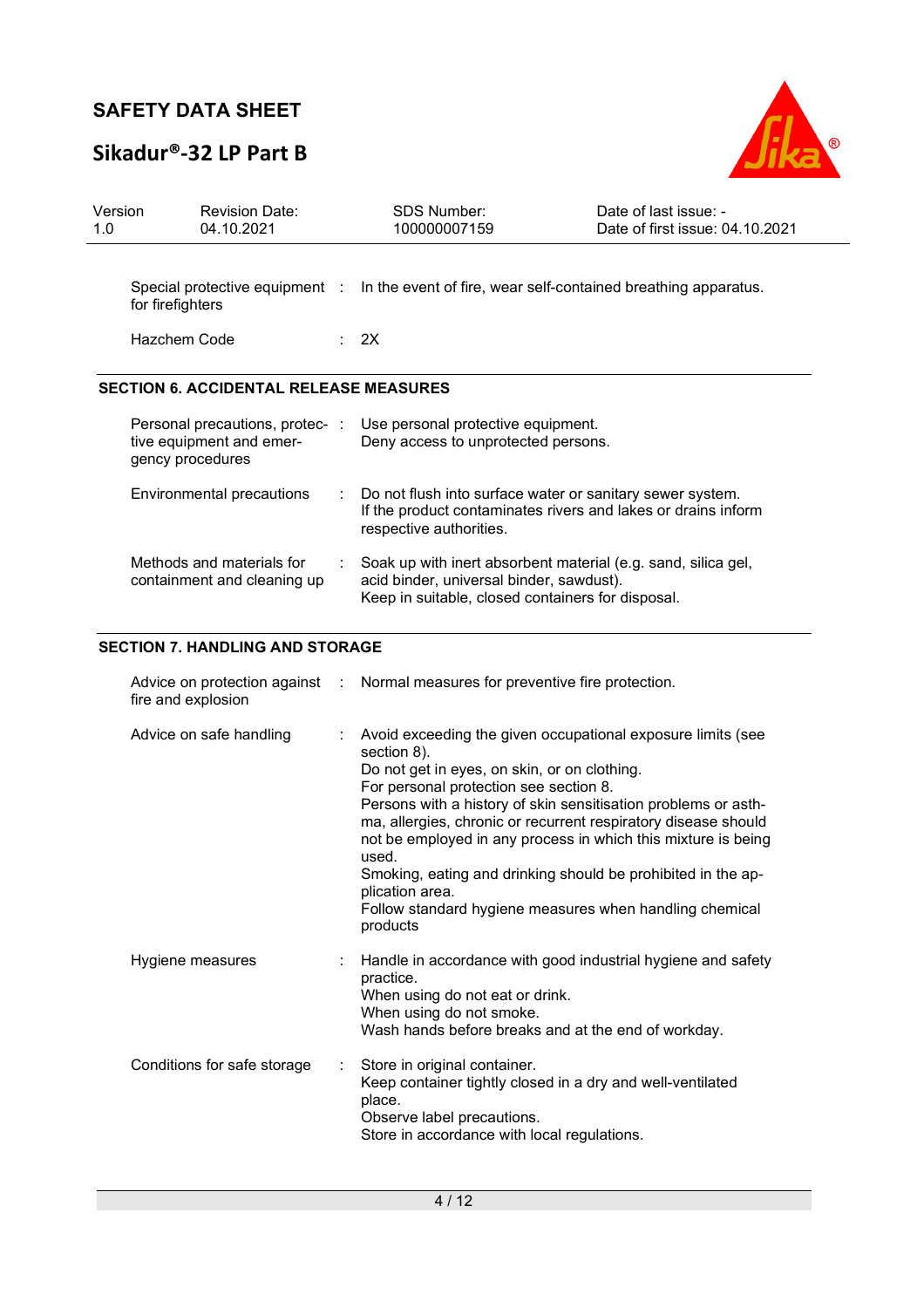| | |
|---|---|
| Special protective equipment for firefighters | In the event of fire, wear self-contained breathing apparatus. |
| Hazchem Code | 2X |

## SECTION 6. ACCIDENTAL RELEASE MEASURES

| | |
|---|---|
| Personal precautions, protective equipment and emergency procedures | Use personal protective equipment.<br>Deny access to unprotected persons. |
| Environmental precautions | Do not flush into surface water or sanitary sewer system.<br>If the product contaminates rivers and lakes or drains inform respective authorities. |
| Methods and materials for containment and cleaning up | Soak up with inert absorbent material (e.g. sand, silica gel, acid binder, universal binder, sawdust).<br>Keep in suitable, closed containers for disposal. |

## SECTION 7. HANDLING AND STORAGE

| | |
|---|---|
| Advice on protection against fire and explosion | Normal measures for preventive fire protection. |
| Advice on safe handling | Avoid exceeding the given occupational exposure limits (see section 8).<br>Do not get in eyes, on skin, or on clothing.<br>For personal protection see section 8.<br>Persons with a history of skin sensitisation problems or asthma, allergies, chronic or recurrent respiratory disease should not be employed in any process in which this mixture is being used.<br>Smoking, eating and drinking should be prohibited in the application area.<br>Follow standard hygiene measures when handling chemical products |
| Hygiene measures | Handle in accordance with good industrial hygiene and safety practice.<br>When using do not eat or drink.<br>When using do not smoke.<br>Wash hands before breaks and at the end of workday. |
| Conditions for safe storage | Store in original container.<br>Keep container tightly closed in a dry and well-ventilated place.<br>Observe label precautions.<br>Store in accordance with local regulations. |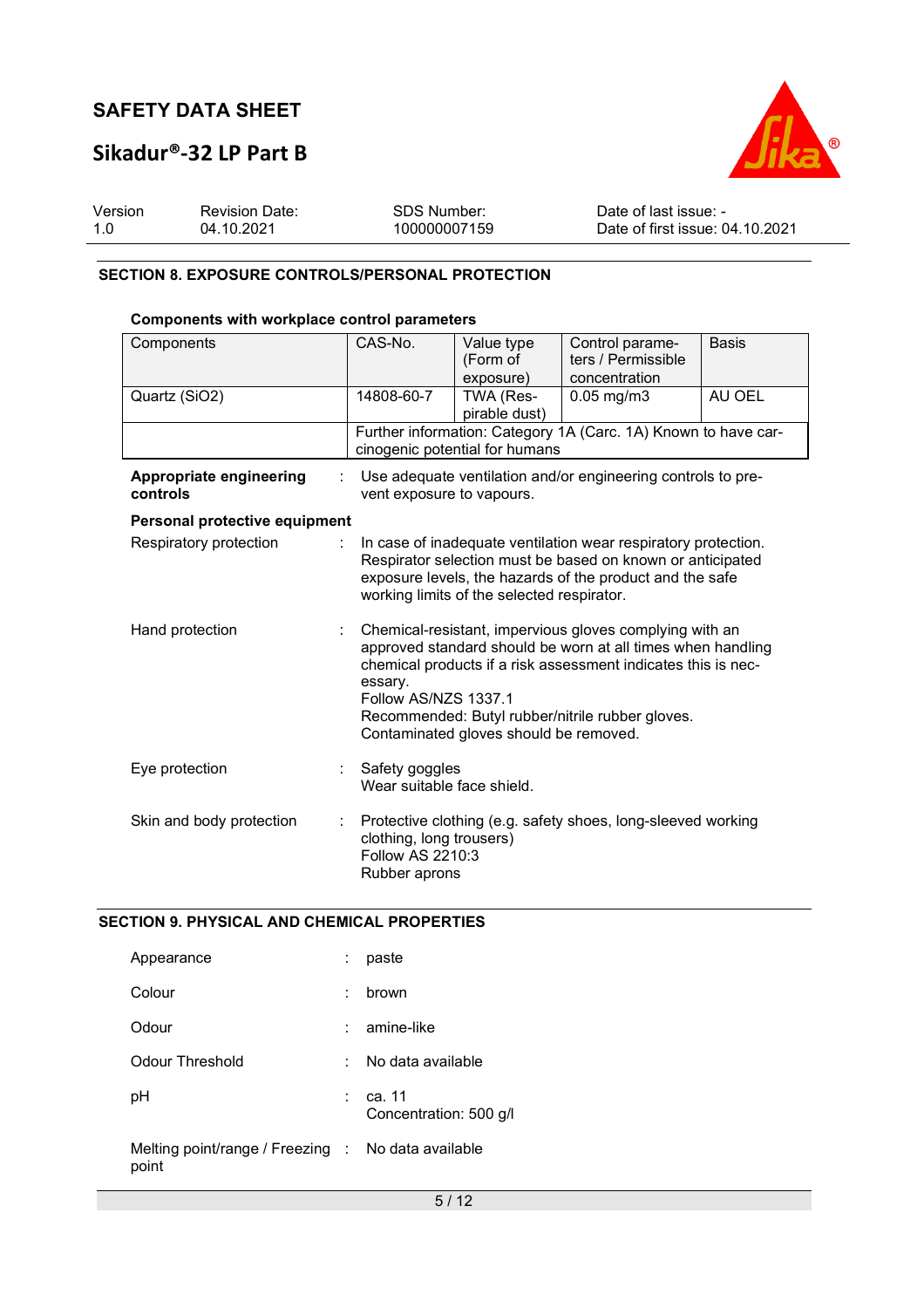## SECTION 8. EXPOSURE CONTROLS/PERSONAL PROTECTION

### Components with workplace control parameters

| Components | CAS-No. | Value type (Form of exposure) | Control parameters / Permissible concentration | Basis |
|---|---|---|---|---|
| Quartz ($SiO_2$) | 14808-60-7 | TWA (Respirable dust) | 0.05 mg/m3 | AU OEL |
| | Further information: Category 1A (Carc. 1A) Known to have carcinogenic potential for humans | | | |

**Appropriate engineering controls** : Use adequate ventilation and/or engineering controls to prevent exposure to vapours.

**Personal protective equipment**

Respiratory protection : In case of inadequate ventilation wear respiratory protection. Respirator selection must be based on known or anticipated exposure levels, the hazards of the product and the safe working limits of the selected respirator.

Hand protection : Chemical-resistant, impervious gloves complying with an approved standard should be worn at all times when handling chemical products if a risk assessment indicates this is necessary.
Follow AS/NZS 1337.1
Recommended: Butyl rubber/nitrile rubber gloves.
Contaminated gloves should be removed.

Eye protection : Safety goggles
Wear suitable face shield.

Skin and body protection : Protective clothing (e.g. safety shoes, long-sleeved working clothing, long trousers)
Follow AS 2210:3
Rubber aprons

## SECTION 9. PHYSICAL AND CHEMICAL PROPERTIES

Appearance : paste

Colour : brown

Odour : amine-like

Odour Threshold : No data available

pH : ca. 11
Concentration: 500 g/l

Melting point/range / Freezing point : No data available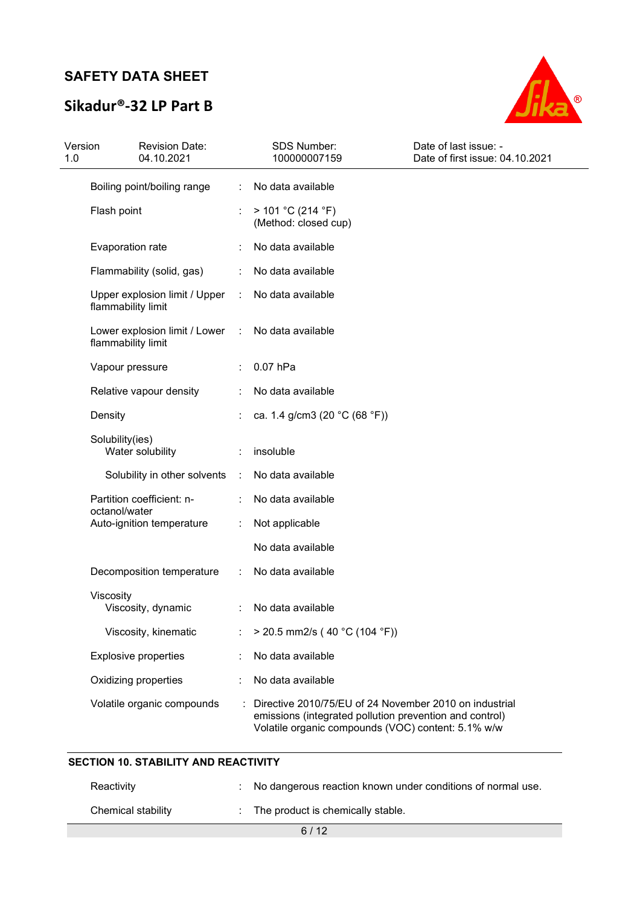| | | |
|---|---|---|
| Boiling point/boiling range | : | No data available |
| Flash point | : | > 101 °C (214 °F)<br>(Method: closed cup) |
| Evaporation rate | : | No data available |
| Flammability (solid, gas) | : | No data available |
| Upper explosion limit / Upper flammability limit | : | No data available |
| Lower explosion limit / Lower flammability limit | : | No data available |
| Vapour pressure | : | 0.07 hPa |
| Relative vapour density | : | No data available |
| Density | : | ca. 1.4 g/cm3 (20 °C (68 °F)) |
| Solubility(ies)<br>Water solubility | : | insoluble |
| Solubility in other solvents | : | No data available |
| Partition coefficient: n-octanol/water | : | No data available |
| Auto-ignition temperature | : | Not applicable |
| | | No data available |
| Decomposition temperature | : | No data available |
| Viscosity<br>Viscosity, dynamic | : | No data available |
| Viscosity, kinematic | : | > 20.5 mm2/s ( 40 °C (104 °F)) |
| Explosive properties | : | No data available |
| Oxidizing properties | : | No data available |
| Volatile organic compounds | : | Directive 2010/75/EU of 24 November 2010 on industrial emissions (integrated pollution prevention and control)<br>Volatile organic compounds (VOC) content: 5.1% w/w |

## SECTION 10. STABILITY AND REACTIVITY

| | | |
|---|---|---|
| Reactivity | : | No dangerous reaction known under conditions of normal use. |
| Chemical stability | : | The product is chemically stable. |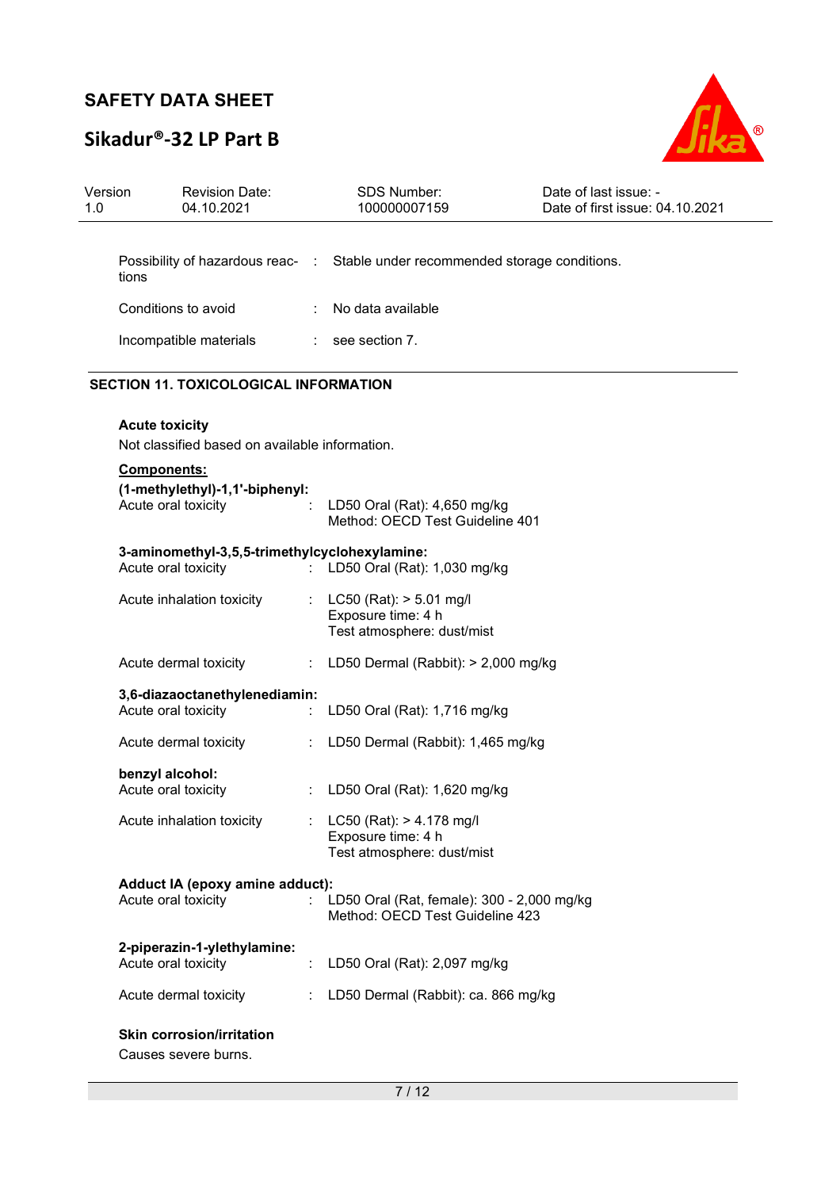| | | |
|---|---|---|
| Possibility of hazardous reactions | : | Stable under recommended storage conditions. |
| Conditions to avoid | : | No data available |
| Incompatible materials | : | see section 7. |

## SECTION 11. TOXICOLOGICAL INFORMATION

**Acute toxicity**

Not classified based on available information.

**Components:**

**(1-methylethyl)-1,1'-biphenyl:**

| | | |
|---|---|---|
| Acute oral toxicity | : | LD50 Oral (Rat): 4,650 mg/kg<br>Method: OECD Test Guideline 401 |

**3-aminomethyl-3,5,5-trimethylcyclohexylamine:**

| | | |
|---|---|---|
| Acute oral toxicity | : | LD50 Oral (Rat): 1,030 mg/kg |
| Acute inhalation toxicity | : | LC50 (Rat): > 5.01 mg/l<br>Exposure time: 4 h<br>Test atmosphere: dust/mist |
| Acute dermal toxicity | : | LD50 Dermal (Rabbit): > 2,000 mg/kg |

**3,6-diazaoctanethylenediamin:**

| | | |
|---|---|---|
| Acute oral toxicity | : | LD50 Oral (Rat): 1,716 mg/kg |
| Acute dermal toxicity | : | LD50 Dermal (Rabbit): 1,465 mg/kg |

**benzyl alcohol:**

| | | |
|---|---|---|
| Acute oral toxicity | : | LD50 Oral (Rat): 1,620 mg/kg |
| Acute inhalation toxicity | : | LC50 (Rat): > 4.178 mg/l<br>Exposure time: 4 h<br>Test atmosphere: dust/mist |

**Adduct IA (epoxy amine adduct):**

| | | |
|---|---|---|
| Acute oral toxicity | : | LD50 Oral (Rat, female): 300 - 2,000 mg/kg<br>Method: OECD Test Guideline 423 |

**2-piperazin-1-ylethylamine:**

| | | |
|---|---|---|
| Acute oral toxicity | : | LD50 Oral (Rat): 2,097 mg/kg |
| Acute dermal toxicity | : | LD50 Dermal (Rabbit): ca. 866 mg/kg |

**Skin corrosion/irritation**

Causes severe burns.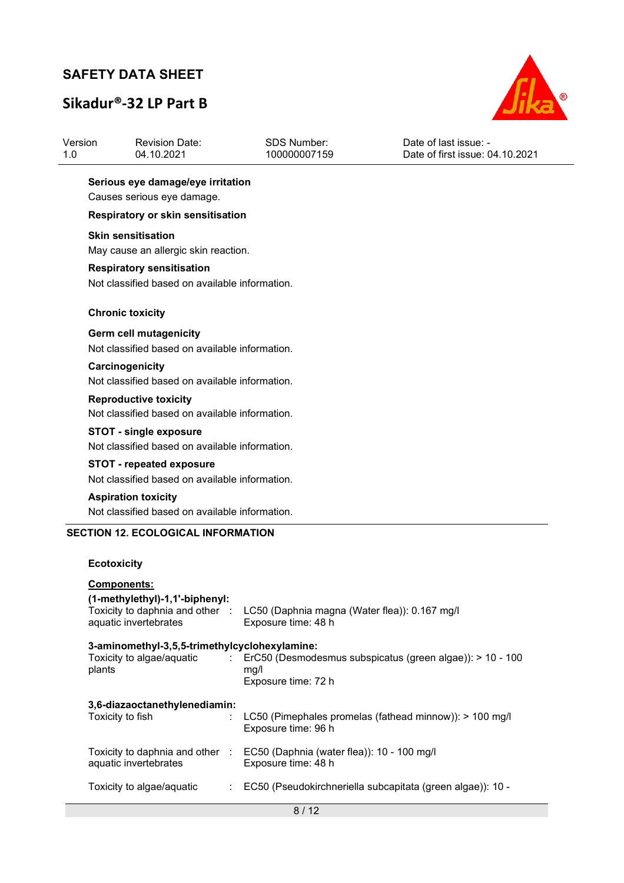**Serious eye damage/eye irritation**

Causes serious eye damage.

**Respiratory or skin sensitisation**

**Skin sensitisation**

May cause an allergic skin reaction.

**Respiratory sensitisation**

Not classified based on available information.

**Chronic toxicity**

**Germ cell mutagenicity**

Not classified based on available information.

**Carcinogenicity**

Not classified based on available information.

**Reproductive toxicity**

Not classified based on available information.

**STOT - single exposure**

Not classified based on available information.

**STOT - repeated exposure**

Not classified based on available information.

**Aspiration toxicity**

Not classified based on available information.

## SECTION 12. ECOLOGICAL INFORMATION

**Ecotoxicity**

**Components:**

**(1-methylethyl)-1,1'-biphenyl:**

Toxicity to daphnia and other aquatic invertebrates : LC50 (Daphnia magna (Water flea)): 0.167 mg/l
Exposure time: 48 h

**3-aminomethyl-3,5,5-trimethylcyclohexylamine:**

Toxicity to algae/aquatic plants : ErC50 (Desmodesmus subspicatus (green algae)): > 10 - 100 mg/l
Exposure time: 72 h

**3,6-diazaoctanethylenediamin:**

Toxicity to fish : LC50 (Pimephales promelas (fathead minnow)): > 100 mg/l
Exposure time: 96 h

Toxicity to daphnia and other aquatic invertebrates : EC50 (Daphnia (water flea)): 10 - 100 mg/l
Exposure time: 48 h

Toxicity to algae/aquatic : EC50 (Pseudokirchneriella subcapitata (green algae)): 10 -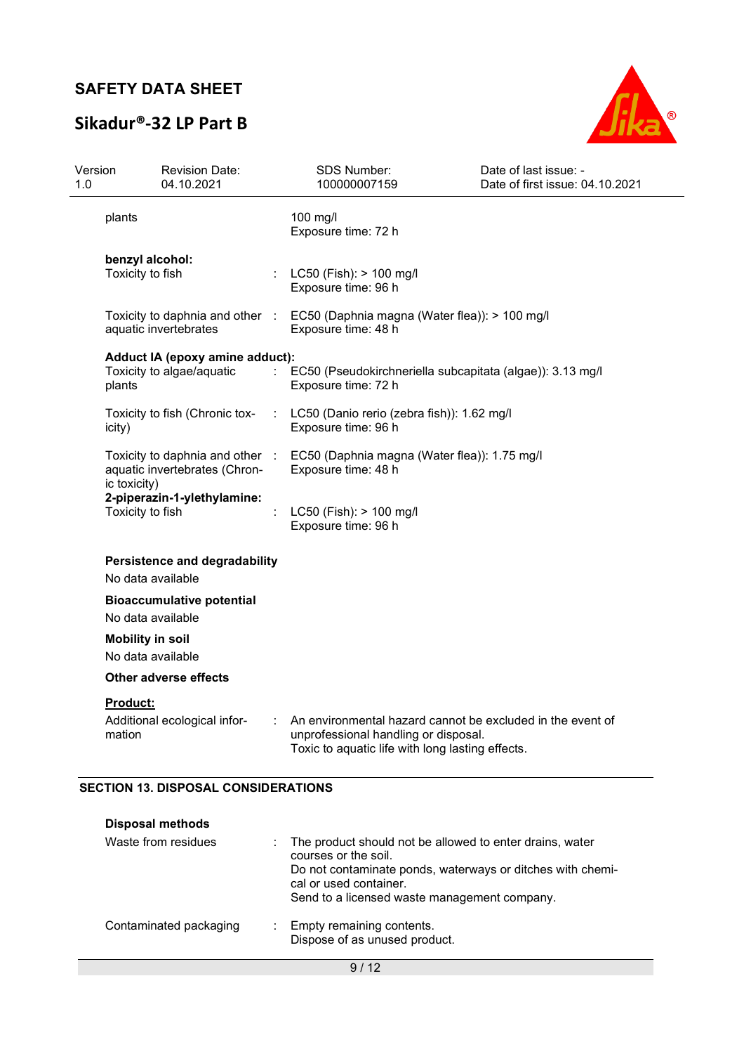plants : 100 mg/l
Exposure time: 72 h

**benzyl alcohol:**

| | | |
|---|---|---|
| Toxicity to fish | : | LC50 (Fish): > 100 mg/l<br>Exposure time: 96 h |
| Toxicity to daphnia and other aquatic invertebrates | : | EC50 (Daphnia magna (Water flea)): > 100 mg/l<br>Exposure time: 48 h |

**Adduct IA (epoxy amine adduct):**

| | | |
|---|---|---|
| Toxicity to algae/aquatic plants | : | EC50 (Pseudokirchneriella subcapitata (algae)): 3.13 mg/l<br>Exposure time: 72 h |
| Toxicity to fish (Chronic toxicity) | : | LC50 (Danio rerio (zebra fish)): 1.62 mg/l<br>Exposure time: 96 h |
| Toxicity to daphnia and other aquatic invertebrates (Chronic toxicity) | : | EC50 (Daphnia magna (Water flea)): 1.75 mg/l<br>Exposure time: 48 h |

**2-piperazin-1-ylethylamine:**

| | | |
|---|---|---|
| Toxicity to fish | : | LC50 (Fish): > 100 mg/l<br>Exposure time: 96 h |

**Persistence and degradability**

No data available

**Bioaccumulative potential**

No data available

**Mobility in soil**

No data available

**Other adverse effects**

**Product:**

| | | |
|---|---|---|
| Additional ecological information | : | An environmental hazard cannot be excluded in the event of unprofessional handling or disposal.<br>Toxic to aquatic life with long lasting effects. |

## SECTION 13. DISPOSAL CONSIDERATIONS

**Disposal methods**

| | | |
|---|---|---|
| Waste from residues | : | The product should not be allowed to enter drains, water courses or the soil.<br>Do not contaminate ponds, waterways or ditches with chemical or used container.<br>Send to a licensed waste management company. |
| Contaminated packaging | : | Empty remaining contents.<br>Dispose of as unused product. |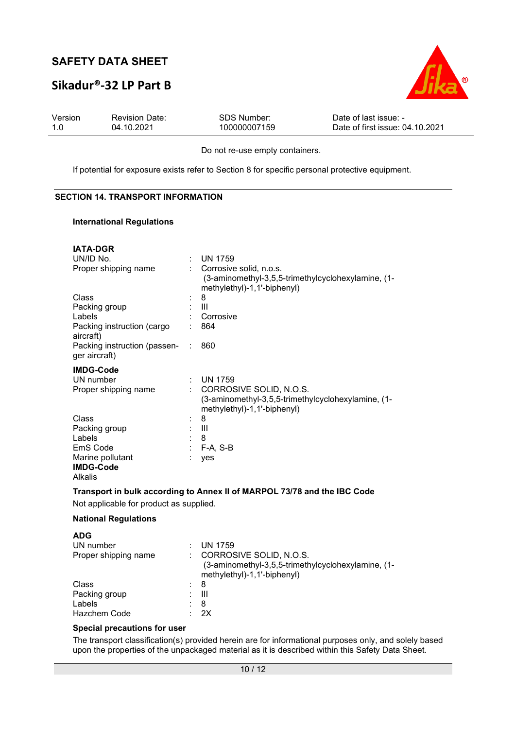Do not re-use empty containers.

If potential for exposure exists refer to Section 8 for specific personal protective equipment.

## SECTION 14. TRANSPORT INFORMATION

### International Regulations

**IATA-DGR**

| | | |
|---|---|---|
| UN/ID No. | : | UN 1759 |
| Proper shipping name | : | Corrosive solid, n.o.s. (3-aminomethyl-3,5,5-trimethylcyclohexylamine, (1-methylethyl)-1,1'-biphenyl) |
| Class | : | 8 |
| Packing group | : | III |
| Labels | : | Corrosive |
| Packing instruction (cargo aircraft) | : | 864 |
| Packing instruction (passenger aircraft) | : | 860 |

**IMDG-Code**

| | | |
|---|---|---|
| UN number | : | UN 1759 |
| Proper shipping name | : | CORROSIVE SOLID, N.O.S. (3-aminomethyl-3,5,5-trimethylcyclohexylamine, (1-methylethyl)-1,1'-biphenyl) |
| Class | : | 8 |
| Packing group | : | III |
| Labels | : | 8 |
| EmS Code | : | F-A, S-B |
| Marine pollutant | : | yes |

**IMDG-Code**

Alkalis

**Transport in bulk according to Annex II of MARPOL 73/78 and the IBC Code**

Not applicable for product as supplied.

### National Regulations

**ADG**

| | | |
|---|---|---|
| UN number | : | UN 1759 |
| Proper shipping name | : | CORROSIVE SOLID, N.O.S. (3-aminomethyl-3,5,5-trimethylcyclohexylamine, (1-methylethyl)-1,1'-biphenyl) |
| Class | : | 8 |
| Packing group | : | III |
| Labels | : | 8 |
| Hazchem Code | : | 2X |

**Special precautions for user**

The transport classification(s) provided herein are for informational purposes only, and solely based upon the properties of the unpackaged material as it is described within this Safety Data Sheet.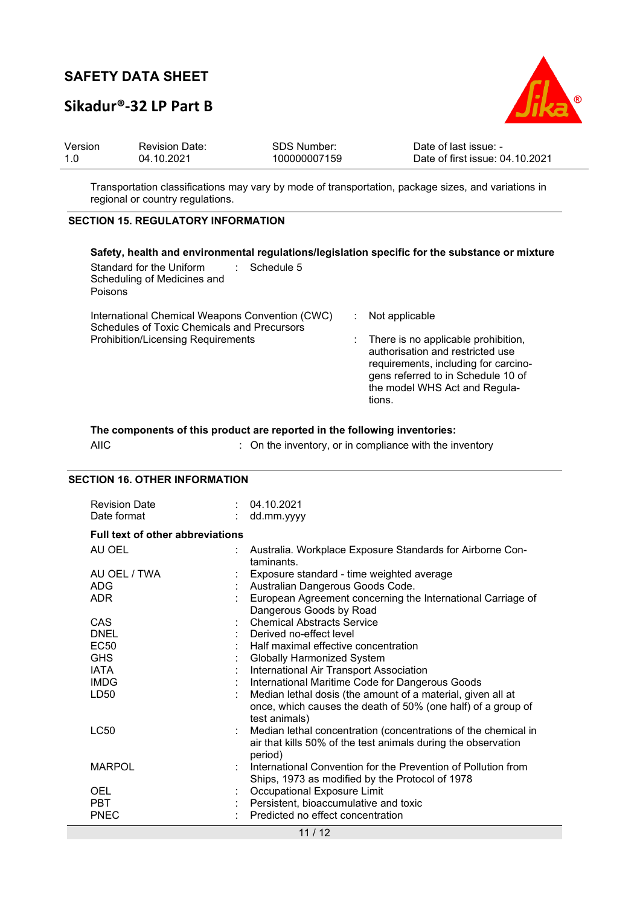Transportation classifications may vary by mode of transportation, package sizes, and variations in regional or country regulations.

## SECTION 15. REGULATORY INFORMATION

**Safety, health and environmental regulations/legislation specific for the substance or mixture**

| | | |
|---|---|---|
| Standard for the Uniform Scheduling of Medicines and Poisons | : | Schedule 5 |
| International Chemical Weapons Convention (CWC) Schedules of Toxic Chemicals and Precursors | : | Not applicable |
| Prohibition/Licensing Requirements | : | There is no applicable prohibition, authorisation and restricted use requirements, including for carcinogens referred to in Schedule 10 of the model WHS Act and Regulations. |

**The components of this product are reported in the following inventories:**

| | | |
|---|---|---|
| AIIC | : | On the inventory, or in compliance with the inventory |

## SECTION 16. OTHER INFORMATION

| | | |
|---|---|---|
| Revision Date | : | 04.10.2021 |
| Date format | : | dd.mm.yyyy |

**Full text of other abbreviations**

| | | |
|---|---|---|
| AU OEL | : | Australia. Workplace Exposure Standards for Airborne Contaminants. |
| AU OEL / TWA | : | Exposure standard - time weighted average |
| ADG | : | Australian Dangerous Goods Code. |
| ADR | : | European Agreement concerning the International Carriage of Dangerous Goods by Road |
| CAS | : | Chemical Abstracts Service |
| DNEL | : | Derived no-effect level |
| EC50 | : | Half maximal effective concentration |
| GHS | : | Globally Harmonized System |
| IATA | : | International Air Transport Association |
| IMDG | : | International Maritime Code for Dangerous Goods |
| LD50 | : | Median lethal dosis (the amount of a material, given all at once, which causes the death of 50% (one half) of a group of test animals) |
| LC50 | : | Median lethal concentration (concentrations of the chemical in air that kills 50% of the test animals during the observation period) |
| MARPOL | : | International Convention for the Prevention of Pollution from Ships, 1973 as modified by the Protocol of 1978 |
| OEL | : | Occupational Exposure Limit |
| PBT | : | Persistent, bioaccumulative and toxic |
| PNEC | : | Predicted no effect concentration |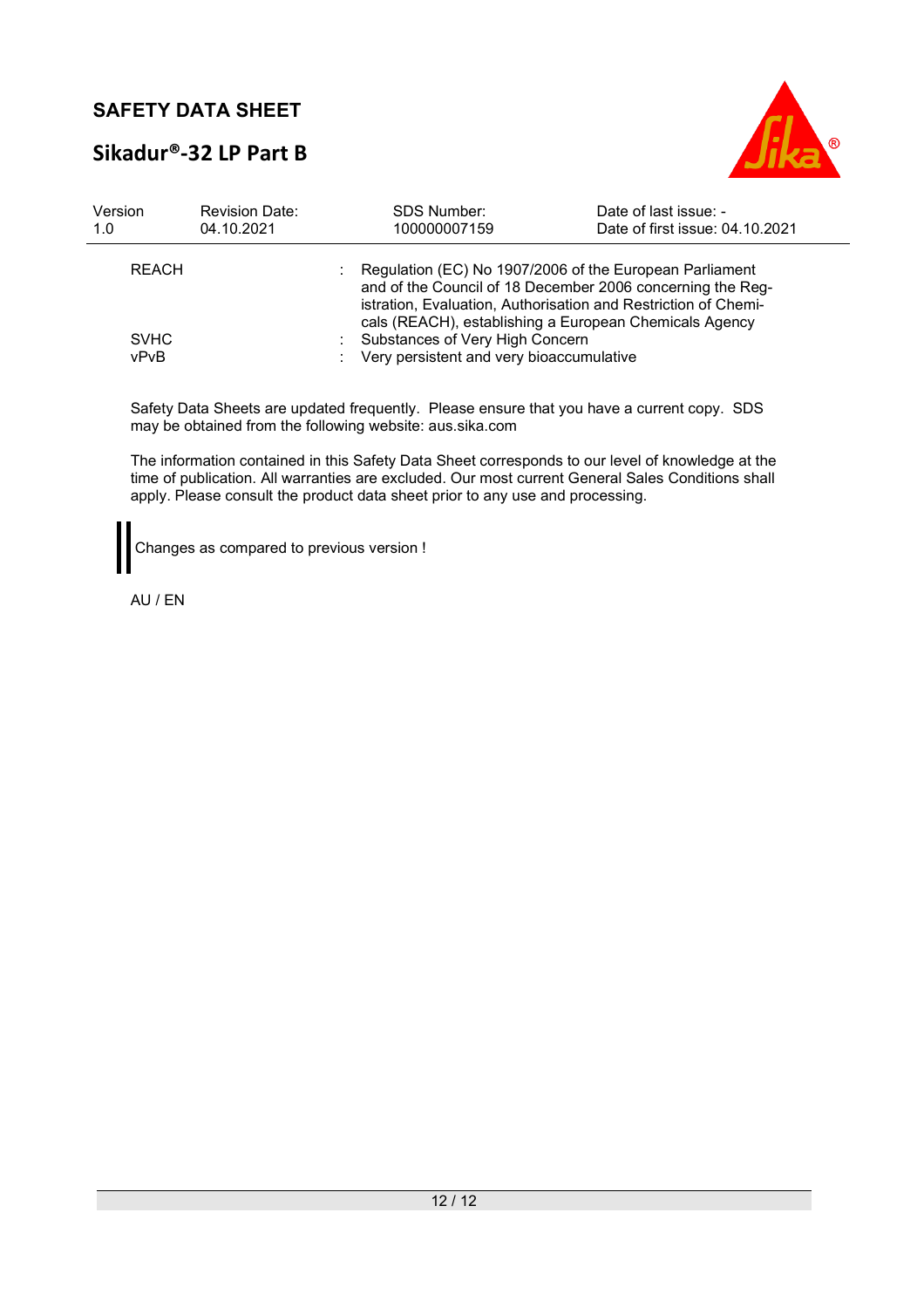| | | |
|---|---|---|
| REACH | : | Regulation (EC) No 1907/2006 of the European Parliament and of the Council of 18 December 2006 concerning the Registration, Evaluation, Authorisation and Restriction of Chemicals (REACH), establishing a European Chemicals Agency |
| SVHC | : | Substances of Very High Concern |
| vPvB | : | Very persistent and very bioaccumulative |

Safety Data Sheets are updated frequently. Please ensure that you have a current copy. SDS may be obtained from the following website: aus.sika.com

The information contained in this Safety Data Sheet corresponds to our level of knowledge at the time of publication. All warranties are excluded. Our most current General Sales Conditions shall apply. Please consult the product data sheet prior to any use and processing.

Changes as compared to previous version !

AU / EN